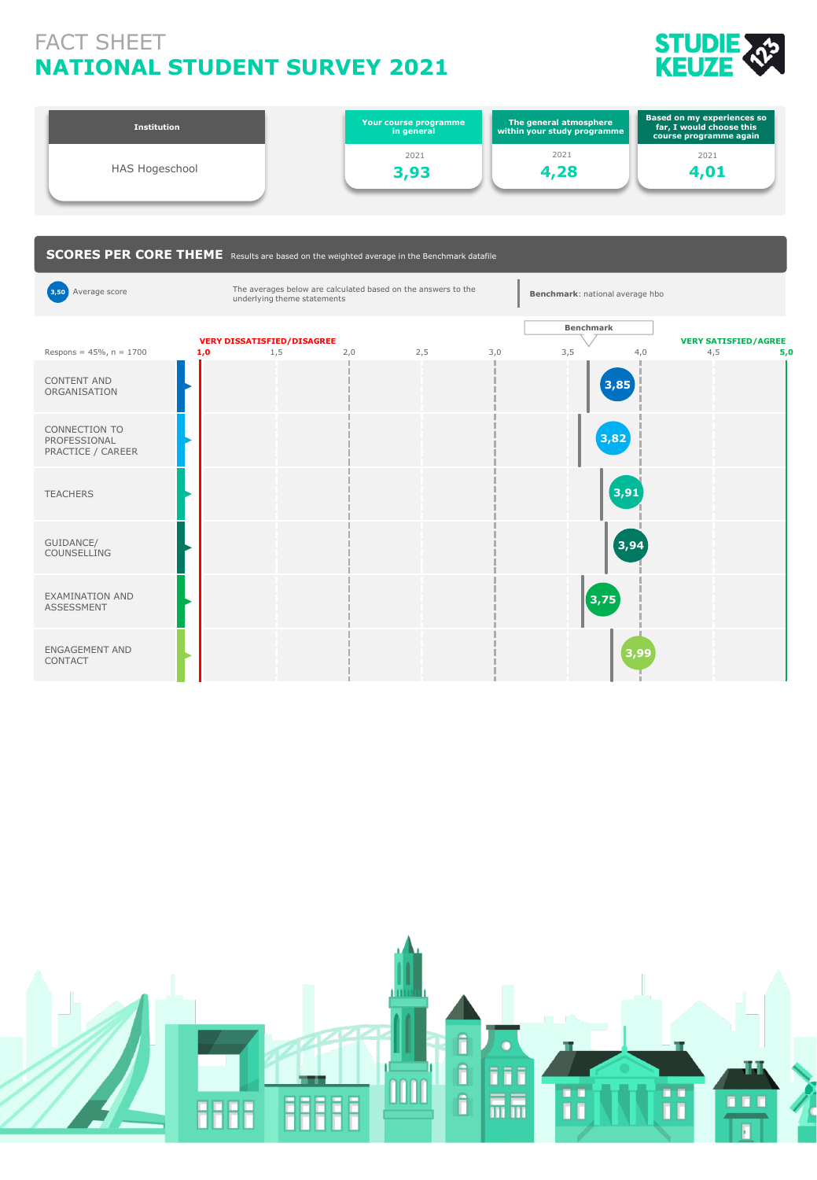# FACT SHEET
# NATIONAL STUDENT SURVEY 2021

STUDIE KEUZE 123

| Institution | Your course programme in general | The general atmosphere within your study programme | Based on my experiences so far, I would choose this course programme again |
|---|---|---|---|
| HAS Hogeschool | 2021<br>3,93 | 2021<br>4,28 | 2021<br>4,01 |

## SCORES PER CORE THEME

Results are based on the weighted average in the Benchmark datafile

3,50 Average score

The averages below are calculated based on the answers to the underlying theme statements

**Benchmark**: national average hbo

Respons = 45%, n = 1700

VERY DISSATISFIED/DISAGREE 1,0 — VERY SATISFIED/AGREE 5,0

| Core theme | Average score |
|---|---|
| CONTENT AND ORGANISATION | 3,85 |
| CONNECTION TO PROFESSIONAL PRACTICE / CAREER | 3,82 |
| TEACHERS | 3,91 |
| GUIDANCE/ COUNSELLING | 3,94 |
| EXAMINATION AND ASSESSMENT | 3,75 |
| ENGAGEMENT AND CONTACT | 3,99 |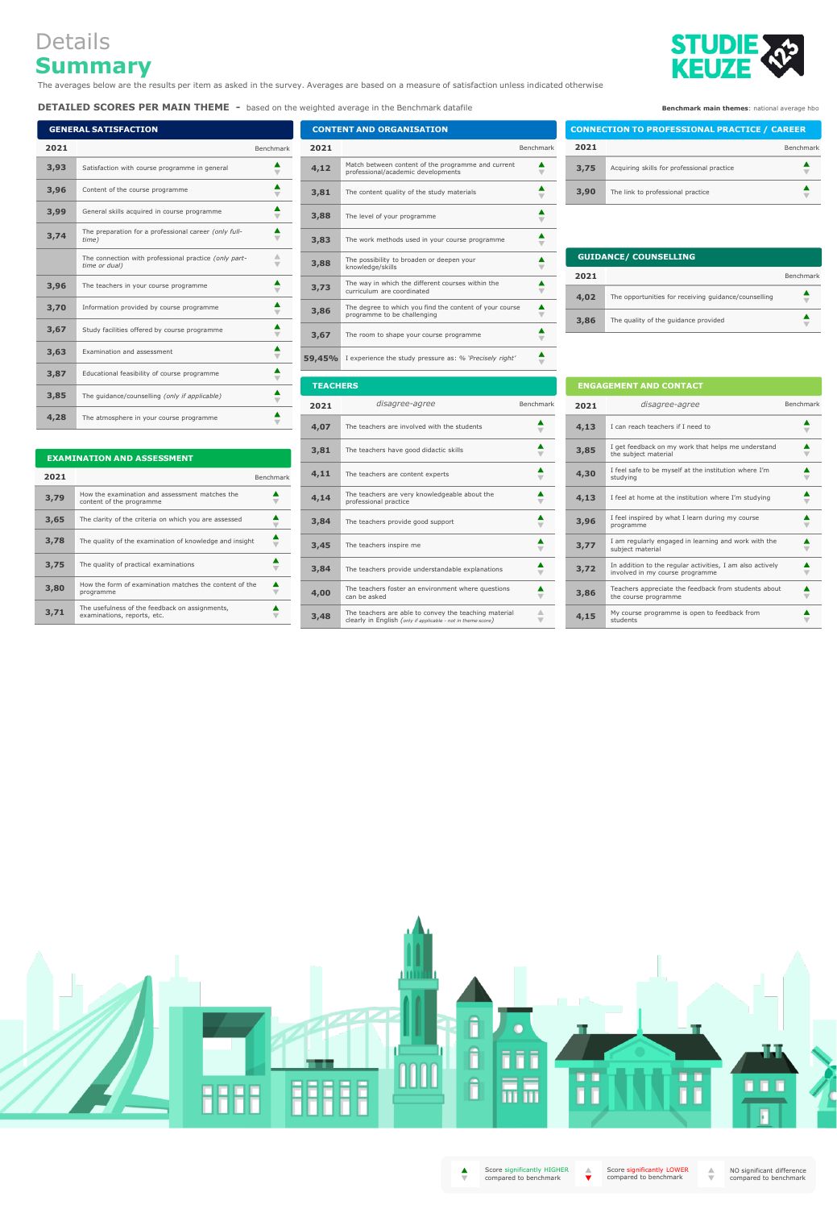# Details
# Summary

The averages below are the results per item as asked in the survey. Averages are based on a measure of satisfaction unless indicated otherwise

**DETAILED SCORES PER MAIN THEME** - based on the weighted average in the Benchmark datafile

**Benchmark main themes**: national average hbo

## GENERAL SATISFACTION

| 2021 | | Benchmark |
|---|---|---|
| 3,93 | Satisfaction with course programme in general | ▲ |
| 3,96 | Content of the course programme | ▲ |
| 3,99 | General skills acquired in course programme | ▲ |
| 3,74 | The preparation for a professional career *(only full-time)* | ▲ |
| | The connection with professional practice *(only part-time or dual)* | |
| 3,96 | The teachers in your course programme | ▲ |
| 3,70 | Information provided by course programme | ▲ |
| 3,67 | Study facilities offered by course programme | ▲ |
| 3,63 | Examination and assessment | ▲ |
| 3,87 | Educational feasibility of course programme | ▲ |
| 3,85 | The guidance/counselling *(only if applicable)* | ▲ |
| 4,28 | The atmosphere in your course programme | ▲ |

## EXAMINATION AND ASSESSMENT

| 2021 | | Benchmark |
|---|---|---|
| 3,79 | How the examination and assessment matches the content of the programme | ▲ |
| 3,65 | The clarity of the criteria on which you are assessed | ▲ |
| 3,78 | The quality of the examination of knowledge and insight | ▲ |
| 3,75 | The quality of practical examinations | ▲ |
| 3,80 | How the form of examination matches the content of the programme | ▲ |
| 3,71 | The usefulness of the feedback on assignments, examinations, reports, etc. | ▲ |

## CONTENT AND ORGANISATION

| 2021 | | Benchmark |
|---|---|---|
| 4,12 | Match between content of the programme and current professional/academic developments | ▲ |
| 3,81 | The content quality of the study materials | ▲ |
| 3,88 | The level of your programme | ▲ |
| 3,83 | The work methods used in your course programme | ▲ |
| 3,88 | The possibility to broaden or deepen your knowledge/skills | ▲ |
| 3,73 | The way in which the different courses within the curriculum are coordinated | ▲ |
| 3,86 | The degree to which you find the content of your course programme to be challenging | ▲ |
| 3,67 | The room to shape your course programme | ▲ |
| 59,45% | I experience the study pressure as: % *'Precisely right'* | ▲ |

## TEACHERS

| 2021 | *disagree-agree* | Benchmark |
|---|---|---|
| 4,07 | The teachers are involved with the students | ▲ |
| 3,81 | The teachers have good didactic skills | ▲ |
| 4,11 | The teachers are content experts | ▲ |
| 4,14 | The teachers are very knowledgeable about the professional practice | ▲ |
| 3,84 | The teachers provide good support | ▲ |
| 3,45 | The teachers inspire me | ▲ |
| 3,84 | The teachers provide understandable explanations | ▲ |
| 4,00 | The teachers foster an environment where questions can be asked | ▲ |
| 3,48 | The teachers are able to convey the teaching material clearly in English *(only if applicable - not in theme score)* | |

## CONNECTION TO PROFESSIONAL PRACTICE / CAREER

| 2021 | | Benchmark |
|---|---|---|
| 3,75 | Acquiring skills for professional practice | ▲ |
| 3,90 | The link to professional practice | ▲ |

## GUIDANCE/ COUNSELLING

| 2021 | | Benchmark |
|---|---|---|
| 4,02 | The opportunities for receiving guidance/counselling | ▲ |
| 3,86 | The quality of the guidance provided | ▲ |

## ENGAGEMENT AND CONTACT

| 2021 | *disagree-agree* | Benchmark |
|---|---|---|
| 4,13 | I can reach teachers if I need to | ▲ |
| 3,85 | I get feedback on my work that helps me understand the subject material | ▲ |
| 4,30 | I feel safe to be myself at the institution where I'm studying | ▲ |
| 4,13 | I feel at home at the institution where I'm studying | ▲ |
| 3,96 | I feel inspired by what I learn during my course programme | ▲ |
| 3,77 | I am regularly engaged in learning and work with the subject material | ▲ |
| 3,72 | In addition to the regular activities, I am also actively involved in my course programme | ▲ |
| 3,86 | Teachers appreciate the feedback from students about the course programme | ▲ |
| 4,15 | My course programme is open to feedback from students | ▲ |

▲ Score significantly HIGHER compared to benchmark

▼ Score significantly LOWER compared to benchmark

NO significant difference compared to benchmark